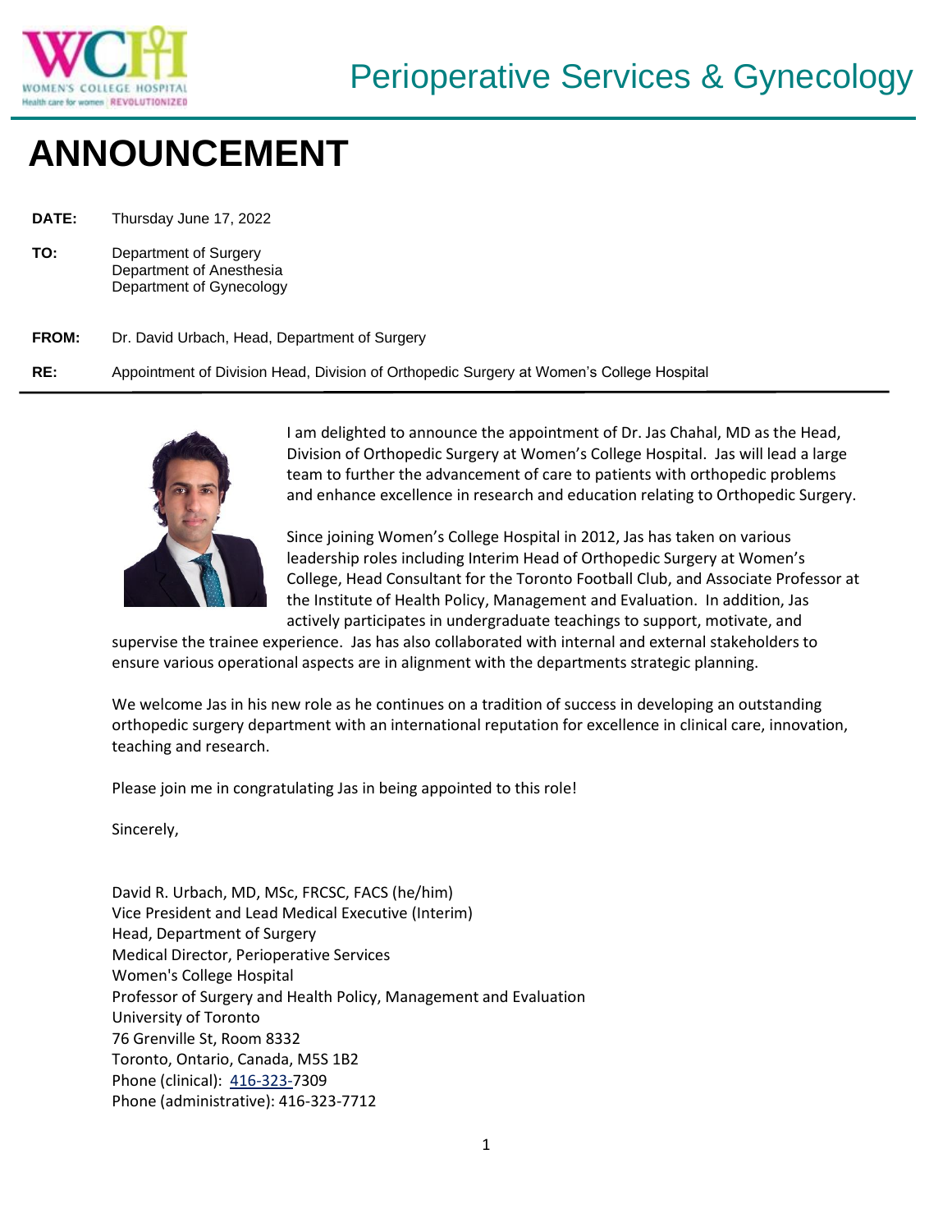Perioperative Services & Gynecology

# ANNOUNCEMENT

**DATE:** Thursday June 17, 2022

**TO:** Department of Surgery
Department of Anesthesia
Department of Gynecology

**FROM:** Dr. David Urbach, Head, Department of Surgery

**RE:** Appointment of Division Head, Division of Orthopedic Surgery at Women's College Hospital

---

I am delighted to announce the appointment of Dr. Jas Chahal, MD as the Head, Division of Orthopedic Surgery at Women's College Hospital. Jas will lead a large team to further the advancement of care to patients with orthopedic problems and enhance excellence in research and education relating to Orthopedic Surgery.

Since joining Women's College Hospital in 2012, Jas has taken on various leadership roles including Interim Head of Orthopedic Surgery at Women's College, Head Consultant for the Toronto Football Club, and Associate Professor at the Institute of Health Policy, Management and Evaluation. In addition, Jas actively participates in undergraduate teachings to support, motivate, and supervise the trainee experience. Jas has also collaborated with internal and external stakeholders to ensure various operational aspects are in alignment with the departments strategic planning.

We welcome Jas in his new role as he continues on a tradition of success in developing an outstanding orthopedic surgery department with an international reputation for excellence in clinical care, innovation, teaching and research.

Please join me in congratulating Jas in being appointed to this role!

Sincerely,

David R. Urbach, MD, MSc, FRCSC, FACS (he/him)
Vice President and Lead Medical Executive (Interim)
Head, Department of Surgery
Medical Director, Perioperative Services
Women's College Hospital
Professor of Surgery and Health Policy, Management and Evaluation
University of Toronto
76 Grenville St, Room 8332
Toronto, Ontario, Canada, M5S 1B2
Phone (clinical): 416-323-7309
Phone (administrative): 416-323-7712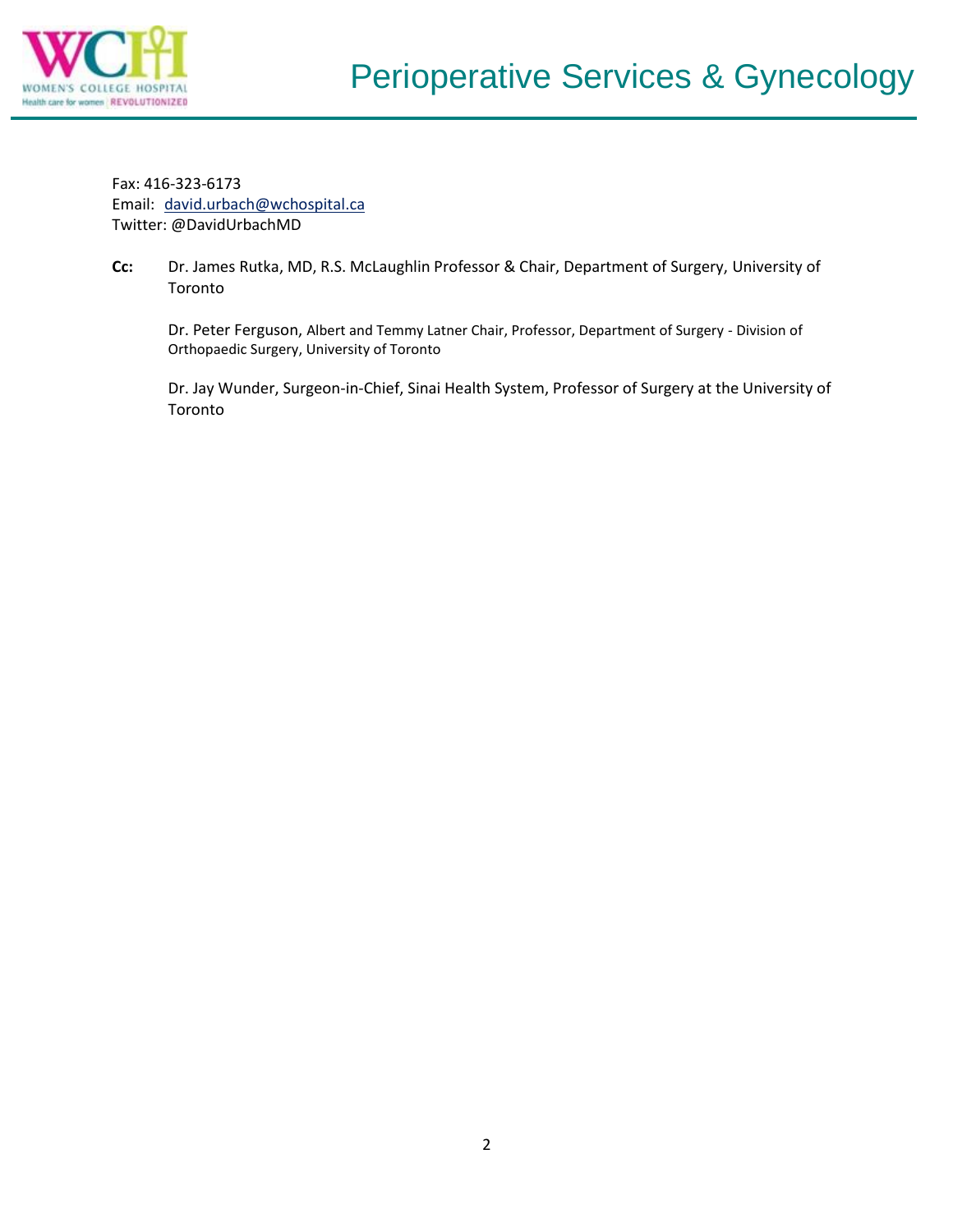Fax: 416-323-6173
Email: david.urbach@wchospital.ca
Twitter: @DavidUrbachMD

**Cc:** Dr. James Rutka, MD, R.S. McLaughlin Professor & Chair, Department of Surgery, University of Toronto

Dr. Peter Ferguson, Albert and Temmy Latner Chair, Professor, Department of Surgery - Division of Orthopaedic Surgery, University of Toronto

Dr. Jay Wunder, Surgeon-in-Chief, Sinai Health System, Professor of Surgery at the University of Toronto